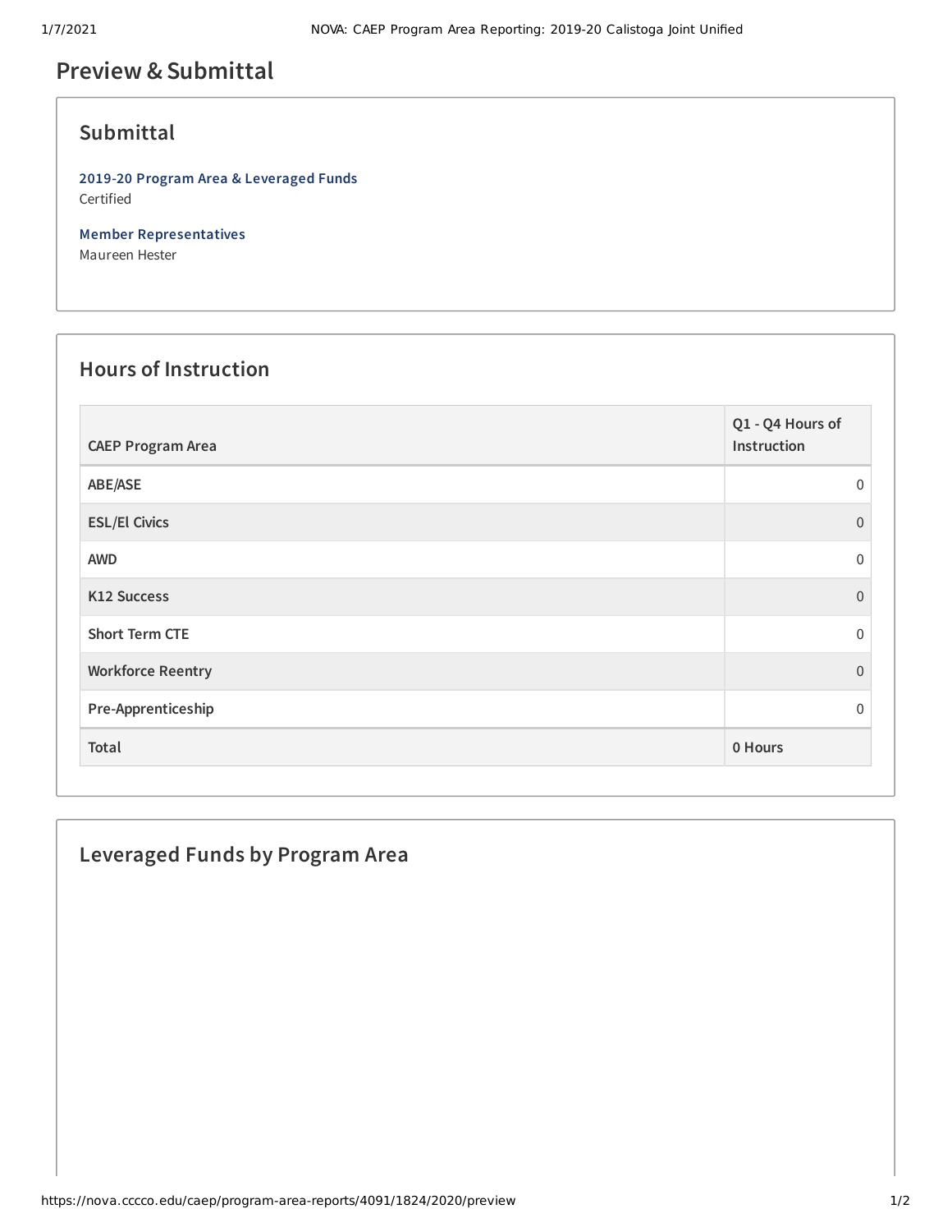# Preview & Submittal

## Submittal

**2019-20 Program Area & Leveraged Funds**
Certified

**Member Representatives**
Maureen Hester

## Hours of Instruction

| CAEP Program Area | Q1 - Q4 Hours of Instruction |
| --- | --- |
| ABE/ASE | 0 |
| ESL/El Civics | 0 |
| AWD | 0 |
| K12 Success | 0 |
| Short Term CTE | 0 |
| Workforce Reentry | 0 |
| Pre-Apprenticeship | 0 |
| Total | 0 Hours |

## Leveraged Funds by Program Area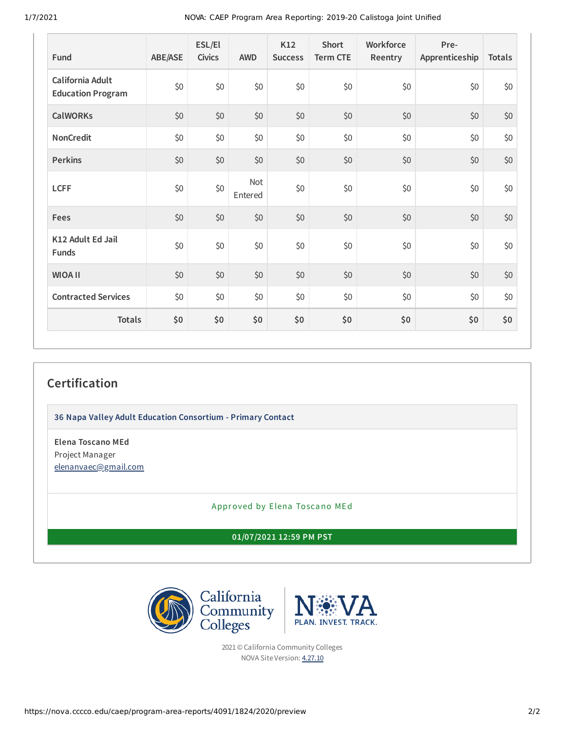| Fund | ABE/ASE | ESL/El Civics | AWD | K12 Success | Short Term CTE | Workforce Reentry | Pre-Apprenticeship | Totals |
|---|---|---|---|---|---|---|---|---|
| California Adult Education Program | $0 | $0 | $0 | $0 | $0 | $0 | $0 | $0 |
| CalWORKs | $0 | $0 | $0 | $0 | $0 | $0 | $0 | $0 |
| NonCredit | $0 | $0 | $0 | $0 | $0 | $0 | $0 | $0 |
| Perkins | $0 | $0 | $0 | $0 | $0 | $0 | $0 | $0 |
| LCFF | $0 | $0 | Not Entered | $0 | $0 | $0 | $0 | $0 |
| Fees | $0 | $0 | $0 | $0 | $0 | $0 | $0 | $0 |
| K12 Adult Ed Jail Funds | $0 | $0 | $0 | $0 | $0 | $0 | $0 | $0 |
| WIOA II | $0 | $0 | $0 | $0 | $0 | $0 | $0 | $0 |
| Contracted Services | $0 | $0 | $0 | $0 | $0 | $0 | $0 | $0 |
| **Totals** | **$0** | **$0** | **$0** | **$0** | **$0** | **$0** | **$0** | **$0** |

## Certification

**36 Napa Valley Adult Education Consortium - Primary Contact**

**Elena Toscano MEd**
Project Manager
elenanvaec@gmail.com

Approved by Elena Toscano MEd

**01/07/2021 12:59 PM PST**

California Community Colleges

NOVA PLAN. INVEST. TRACK.

2021 © California Community Colleges
NOVA Site Version: 4.27.10